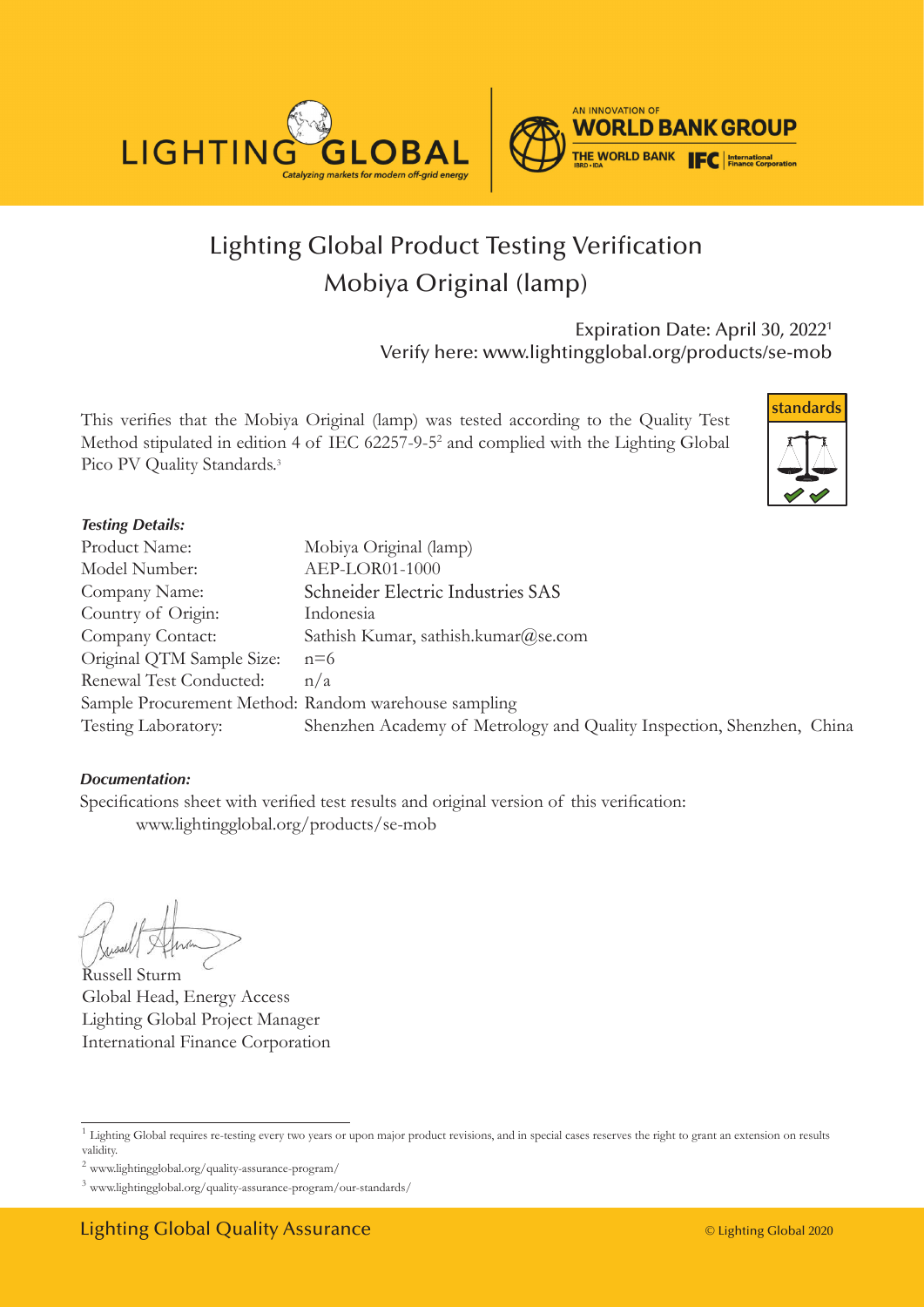# Lighting Global Product Testing Verification

## Mobiya Original (lamp)

Expiration Date: April 30, 2022[1]
Verify here: www.lightingglobal.org/products/se-mob

This verifies that the Mobiya Original (lamp) was tested according to the Quality Test Method stipulated in edition 4 of IEC 62257-9-5[2] and complied with the Lighting Global Pico PV Quality Standards.[3]

***Testing Details:***

| | |
|---|---|
| Product Name: | Mobiya Original (lamp) |
| Model Number: | AEP-LOR01-1000 |
| Company Name: | Schneider Electric Industries SAS |
| Country of Origin: | Indonesia |
| Company Contact: | Sathish Kumar, sathish.kumar@se.com |
| Original QTM Sample Size: | n=6 |
| Renewal Test Conducted: | n/a |
| Sample Procurement Method: | Random warehouse sampling |
| Testing Laboratory: | Shenzhen Academy of Metrology and Quality Inspection, Shenzhen, China |

***Documentation:***

Specifications sheet with verified test results and original version of this verification:
www.lightingglobal.org/products/se-mob

Russell Sturm
Global Head, Energy Access
Lighting Global Project Manager
International Finance Corporation

[1] Lighting Global requires re-testing every two years or upon major product revisions, and in special cases reserves the right to grant an extension on results validity.

[2] www.lightingglobal.org/quality-assurance-program/

[3] www.lightingglobal.org/quality-assurance-program/our-standards/

Lighting Global Quality Assurance

© Lighting Global 2020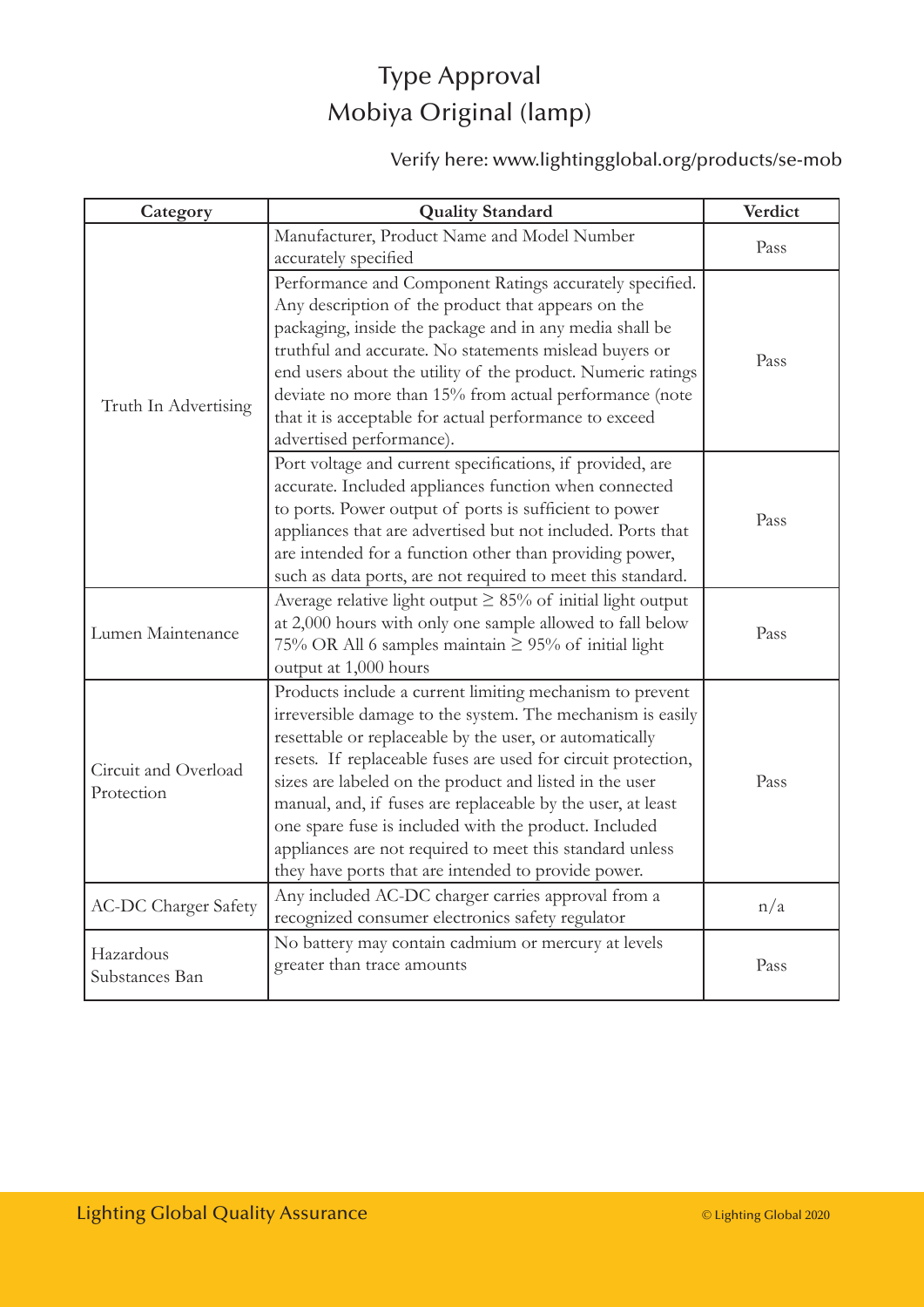# Type Approval
# Mobiya Original (lamp)

Verify here: www.lightingglobal.org/products/se-mob

| Category | Quality Standard | Verdict |
|---|---|---|
| Truth In Advertising | Manufacturer, Product Name and Model Number accurately specified | Pass |
| | Performance and Component Ratings accurately specified. Any description of the product that appears on the packaging, inside the package and in any media shall be truthful and accurate. No statements mislead buyers or end users about the utility of the product. Numeric ratings deviate no more than 15% from actual performance (note that it is acceptable for actual performance to exceed advertised performance). | Pass |
| | Port voltage and current specifications, if provided, are accurate. Included appliances function when connected to ports. Power output of ports is sufficient to power appliances that are advertised but not included. Ports that are intended for a function other than providing power, such as data ports, are not required to meet this standard. | Pass |
| Lumen Maintenance | Average relative light output ≥ 85% of initial light output at 2,000 hours with only one sample allowed to fall below 75% OR All 6 samples maintain ≥ 95% of initial light output at 1,000 hours | Pass |
| Circuit and Overload Protection | Products include a current limiting mechanism to prevent irreversible damage to the system. The mechanism is easily resettable or replaceable by the user, or automatically resets. If replaceable fuses are used for circuit protection, sizes are labeled on the product and listed in the user manual, and, if fuses are replaceable by the user, at least one spare fuse is included with the product. Included appliances are not required to meet this standard unless they have ports that are intended to provide power. | Pass |
| AC-DC Charger Safety | Any included AC-DC charger carries approval from a recognized consumer electronics safety regulator | n/a |
| Hazardous Substances Ban | No battery may contain cadmium or mercury at levels greater than trace amounts | Pass |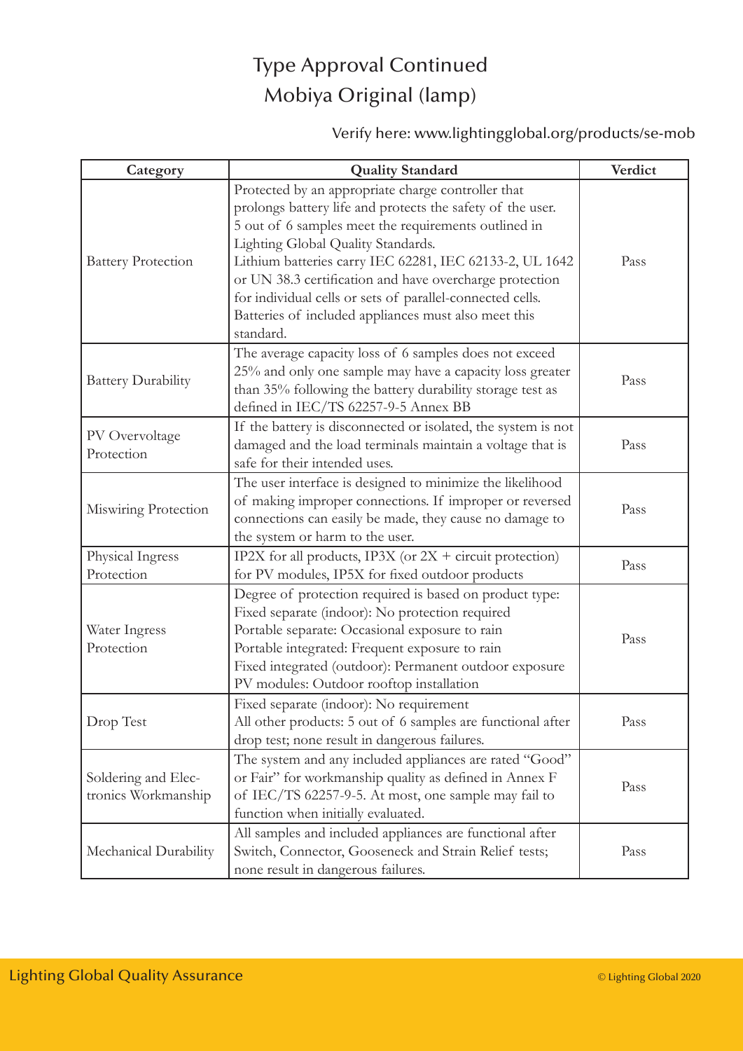# Type Approval Continued
## Mobiya Original (lamp)

Verify here: www.lightingglobal.org/products/se-mob

| Category | Quality Standard | Verdict |
|---|---|---|
| Battery Protection | Protected by an appropriate charge controller that prolongs battery life and protects the safety of the user. 5 out of 6 samples meet the requirements outlined in Lighting Global Quality Standards. Lithium batteries carry IEC 62281, IEC 62133-2, UL 1642 or UN 38.3 certification and have overcharge protection for individual cells or sets of parallel-connected cells. Batteries of included appliances must also meet this standard. | Pass |
| Battery Durability | The average capacity loss of 6 samples does not exceed 25% and only one sample may have a capacity loss greater than 35% following the battery durability storage test as defined in IEC/TS 62257-9-5 Annex BB | Pass |
| PV Overvoltage Protection | If the battery is disconnected or isolated, the system is not damaged and the load terminals maintain a voltage that is safe for their intended uses. | Pass |
| Miswiring Protection | The user interface is designed to minimize the likelihood of making improper connections. If improper or reversed connections can easily be made, they cause no damage to the system or harm to the user. | Pass |
| Physical Ingress Protection | IP2X for all products, IP3X (or 2X + circuit protection) for PV modules, IP5X for fixed outdoor products | Pass |
| Water Ingress Protection | Degree of protection required is based on product type: Fixed separate (indoor): No protection required Portable separate: Occasional exposure to rain Portable integrated: Frequent exposure to rain Fixed integrated (outdoor): Permanent outdoor exposure PV modules: Outdoor rooftop installation | Pass |
| Drop Test | Fixed separate (indoor): No requirement All other products: 5 out of 6 samples are functional after drop test; none result in dangerous failures. | Pass |
| Soldering and Electronics Workmanship | The system and any included appliances are rated "Good" or Fair" for workmanship quality as defined in Annex F of IEC/TS 62257-9-5. At most, one sample may fail to function when initially evaluated. | Pass |
| Mechanical Durability | All samples and included appliances are functional after Switch, Connector, Gooseneck and Strain Relief tests; none result in dangerous failures. | Pass |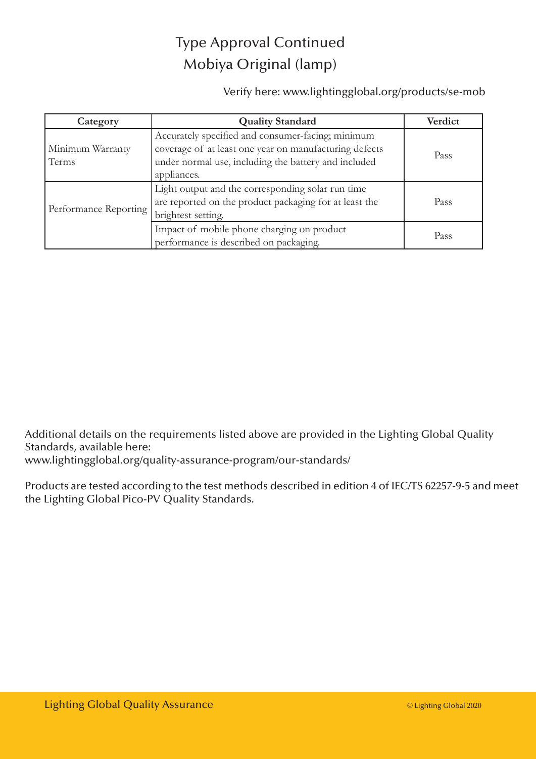# Type Approval Continued
## Mobiya Original (lamp)

Verify here: www.lightingglobal.org/products/se-mob

| Category | Quality Standard | Verdict |
|---|---|---|
| Minimum Warranty Terms | Accurately specified and consumer-facing; minimum coverage of at least one year on manufacturing defects under normal use, including the battery and included appliances. | Pass |
| Performance Reporting | Light output and the corresponding solar run time are reported on the product packaging for at least the brightest setting. | Pass |
| | Impact of mobile phone charging on product performance is described on packaging. | Pass |

Additional details on the requirements listed above are provided in the Lighting Global Quality Standards, available here:
www.lightingglobal.org/quality-assurance-program/our-standards/

Products are tested according to the test methods described in edition 4 of IEC/TS 62257-9-5 and meet the Lighting Global Pico-PV Quality Standards.